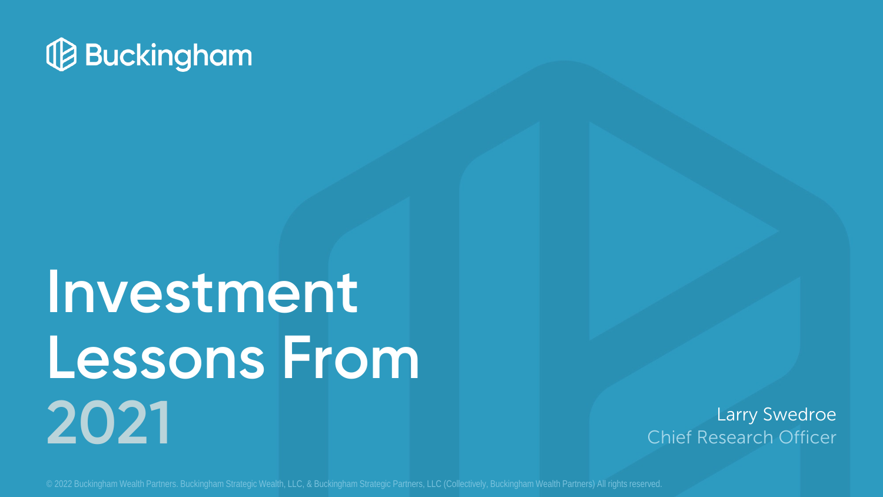Buckingham

# Investment Lessons From 2021

Larry Swedroe
Chief Research Officer

© 2022 Buckingham Wealth Partners. Buckingham Strategic Wealth, LLC, & Buckingham Strategic Partners, LLC (Collectively, Buckingham Wealth Partners) All rights reserved.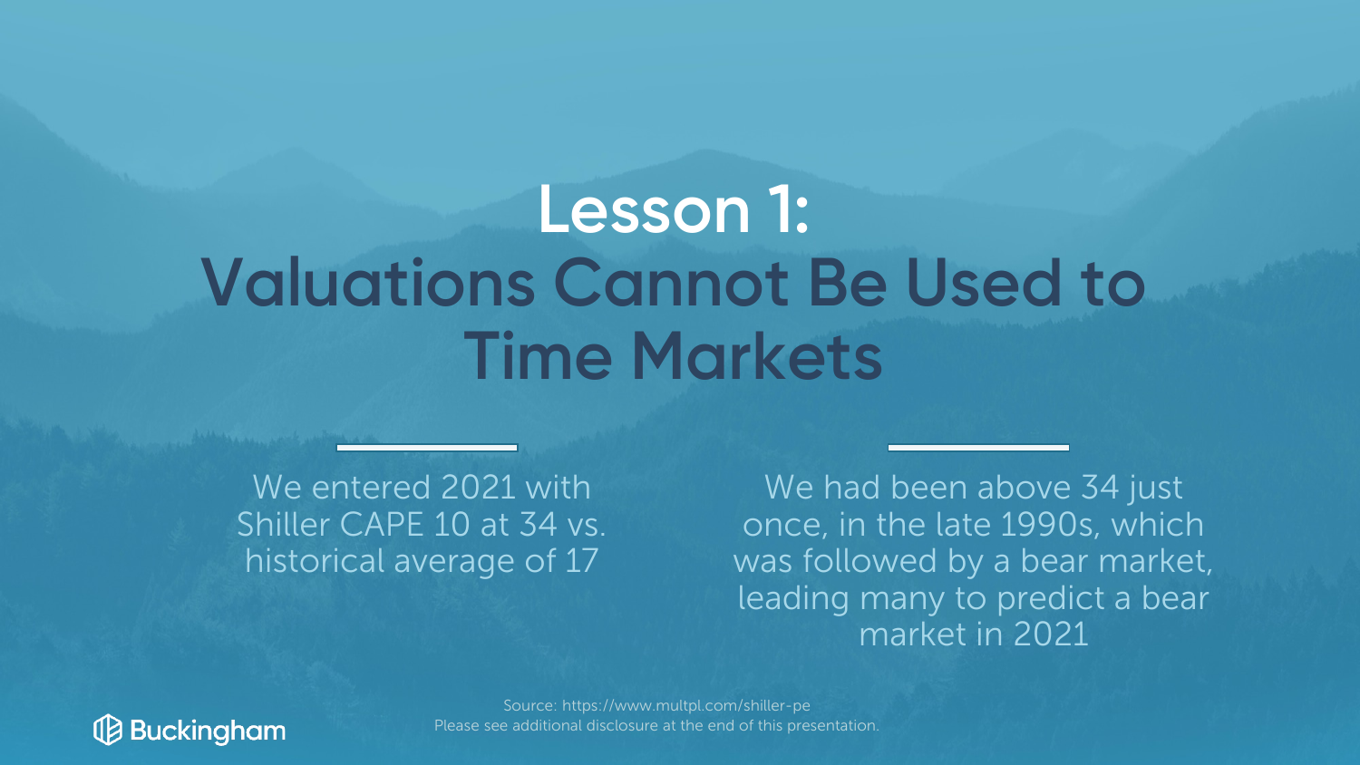# Lesson 1:
# Valuations Cannot Be Used to Time Markets

We entered 2021 with Shiller CAPE 10 at 34 vs. historical average of 17

We had been above 34 just once, in the late 1990s, which was followed by a bear market, leading many to predict a bear market in 2021

Source: https://www.multpl.com/shiller-pe
Please see additional disclosure at the end of this presentation.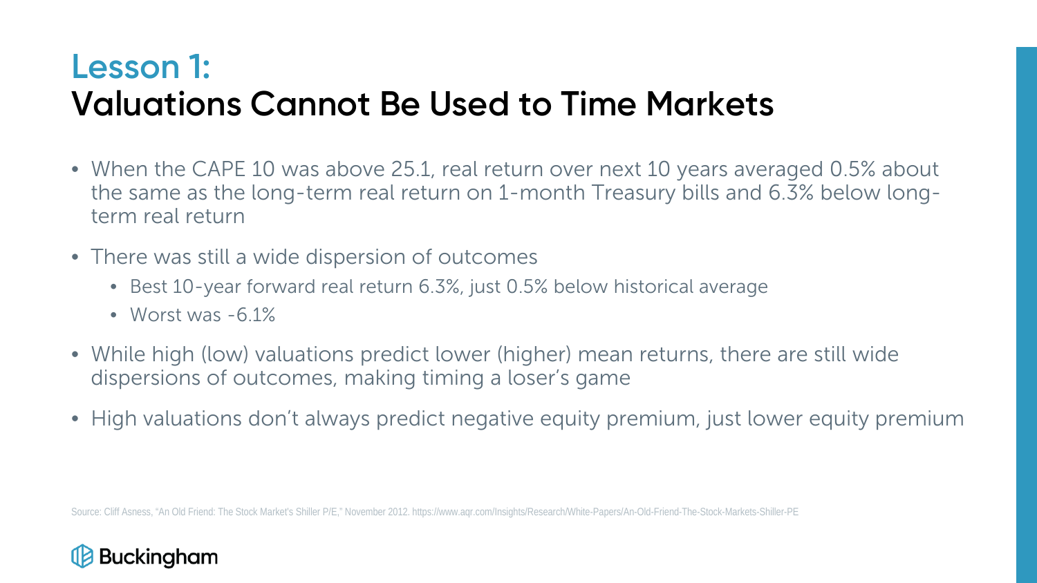# Lesson 1:
# Valuations Cannot Be Used to Time Markets

- When the CAPE 10 was above 25.1, real return over next 10 years averaged 0.5% about the same as the long-term real return on 1-month Treasury bills and 6.3% below long-term real return
- There was still a wide dispersion of outcomes
  - Best 10-year forward real return 6.3%, just 0.5% below historical average
  - Worst was -6.1%
- While high (low) valuations predict lower (higher) mean returns, there are still wide dispersions of outcomes, making timing a loser's game
- High valuations don't always predict negative equity premium, just lower equity premium

Source: Cliff Asness, "An Old Friend: The Stock Market's Shiller P/E," November 2012. https://www.aqr.com/Insights/Research/White-Papers/An-Old-Friend-The-Stock-Markets-Shiller-PE

Buckingham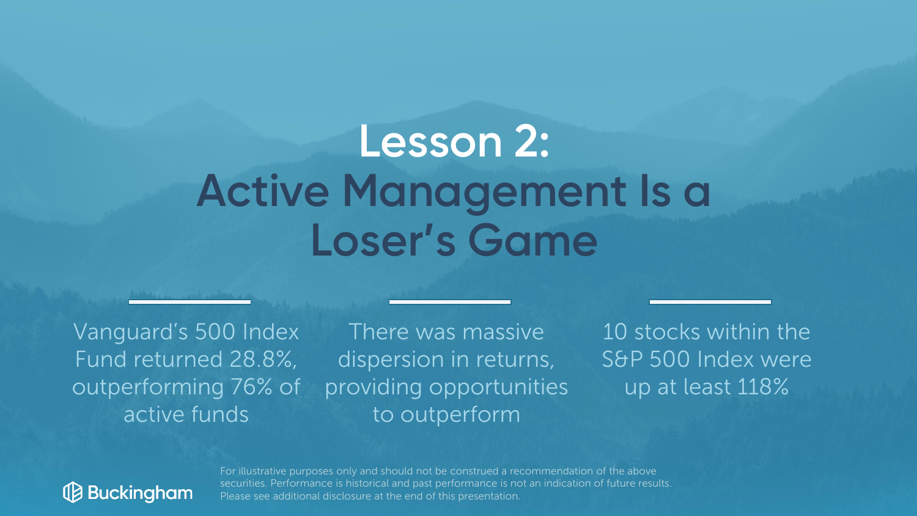# Lesson 2: Active Management Is a Loser's Game

Vanguard's 500 Index Fund returned 28.8%, outperforming 76% of active funds

There was massive dispersion in returns, providing opportunities to outperform

10 stocks within the S&P 500 Index were up at least 118%

Buckingham

For illustrative purposes only and should not be construed a recommendation of the above securities. Performance is historical and past performance is not an indication of future results. Please see additional disclosure at the end of this presentation.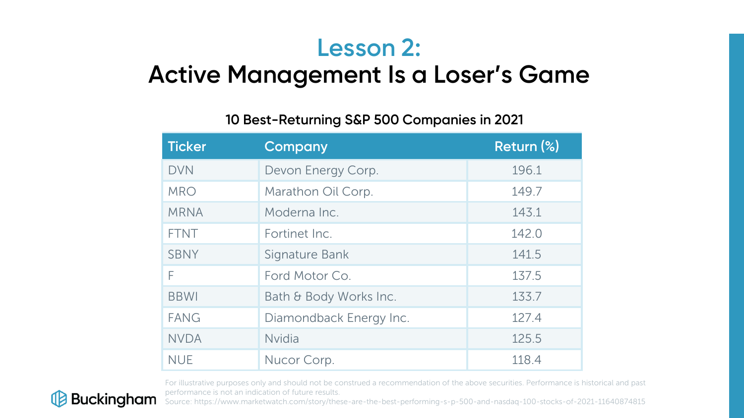# Lesson 2:
# Active Management Is a Loser's Game

**10 Best-Returning S&P 500 Companies in 2021**

| Ticker | Company | Return (%) |
| --- | --- | --- |
| DVN | Devon Energy Corp. | 196.1 |
| MRO | Marathon Oil Corp. | 149.7 |
| MRNA | Moderna Inc. | 143.1 |
| FTNT | Fortinet Inc. | 142.0 |
| SBNY | Signature Bank | 141.5 |
| F | Ford Motor Co. | 137.5 |
| BBWI | Bath & Body Works Inc. | 133.7 |
| FANG | Diamondback Energy Inc. | 127.4 |
| NVDA | Nvidia | 125.5 |
| NUE | Nucor Corp. | 118.4 |

For illustrative purposes only and should not be construed a recommendation of the above securities. Performance is historical and past performance is not an indication of future results.
Source: https://www.marketwatch.com/story/these-are-the-best-performing-s-p-500-and-nasdaq-100-stocks-of-2021-11640874815

Buckingham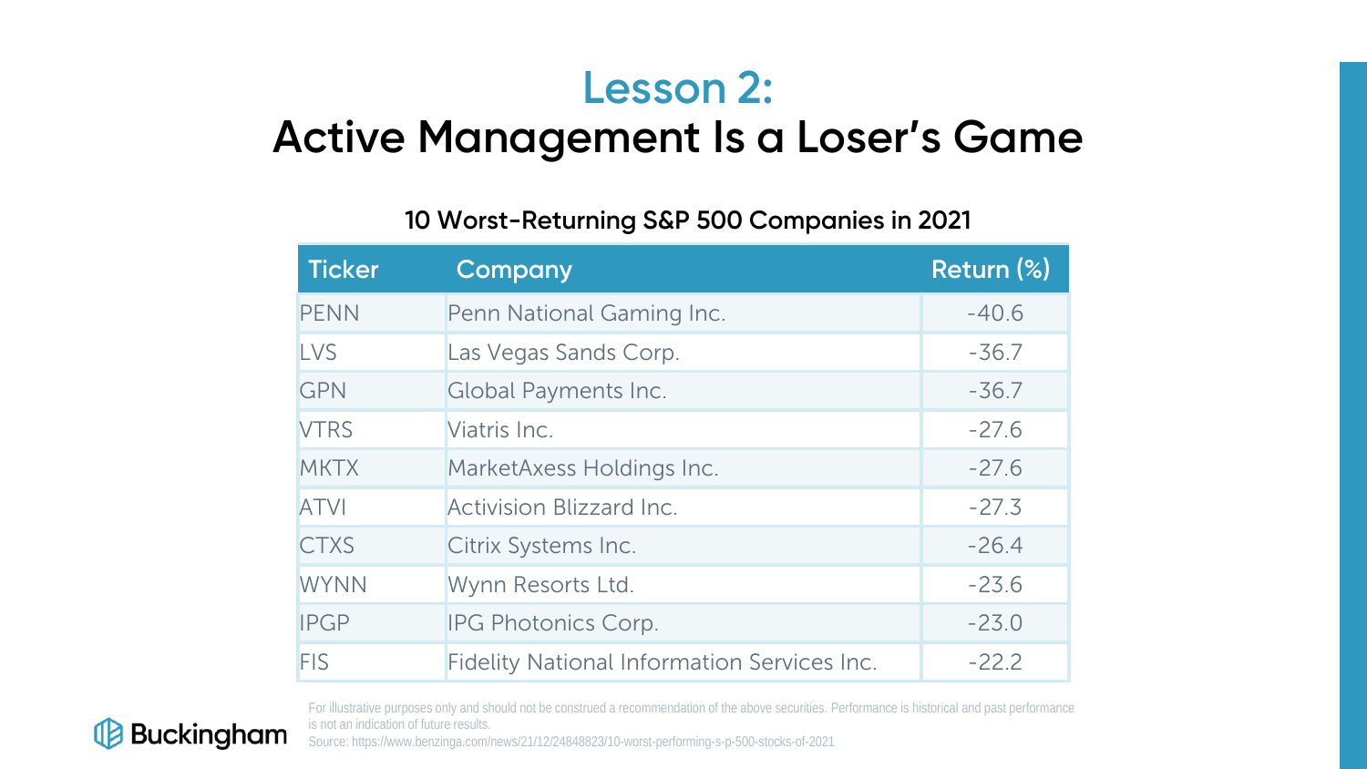# Lesson 2:
# Active Management Is a Loser's Game

### 10 Worst-Returning S&P 500 Companies in 2021

| Ticker | Company | Return (%) |
| --- | --- | --- |
| PENN | Penn National Gaming Inc. | -40.6 |
| LVS | Las Vegas Sands Corp. | -36.7 |
| GPN | Global Payments Inc. | -36.7 |
| VTRS | Viatris Inc. | -27.6 |
| MKTX | MarketAxess Holdings Inc. | -27.6 |
| ATVI | Activision Blizzard Inc. | -27.3 |
| CTXS | Citrix Systems Inc. | -26.4 |
| WYNN | Wynn Resorts Ltd. | -23.6 |
| IPGP | IPG Photonics Corp. | -23.0 |
| FIS | Fidelity National Information Services Inc. | -22.2 |

For illustrative purposes only and should not be construed a recommendation of the above securities. Performance is historical and past performance is not an indication of future results.

Source: https://www.benzinga.com/news/21/12/24848823/10-worst-performing-s-p-500-stocks-of-2021

Buckingham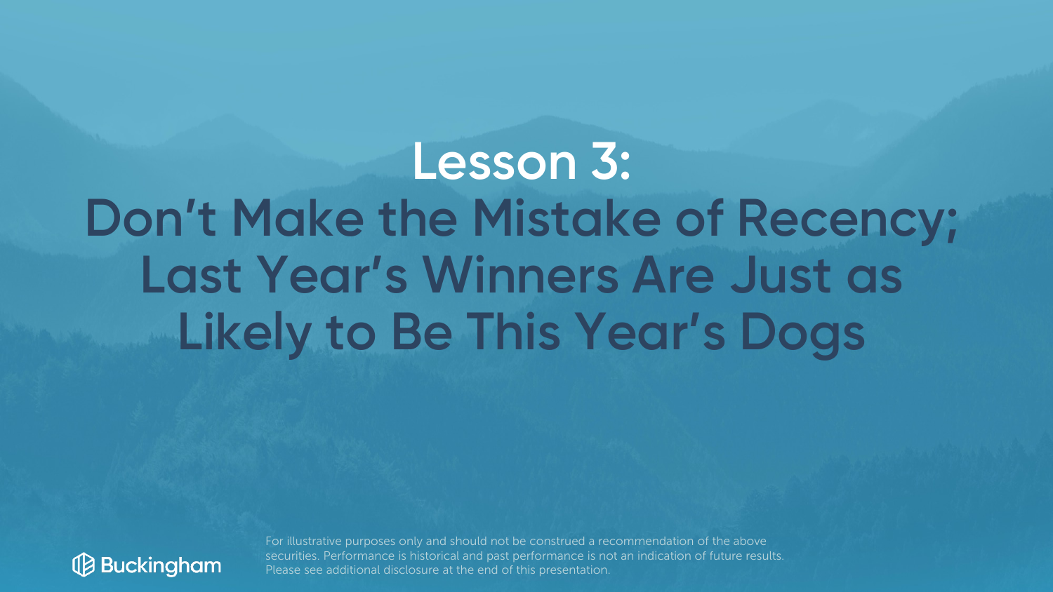# Lesson 3:

## Don't Make the Mistake of Recency; Last Year's Winners Are Just as Likely to Be This Year's Dogs

Buckingham

For illustrative purposes only and should not be construed a recommendation of the above securities. Performance is historical and past performance is not an indication of future results. Please see additional disclosure at the end of this presentation.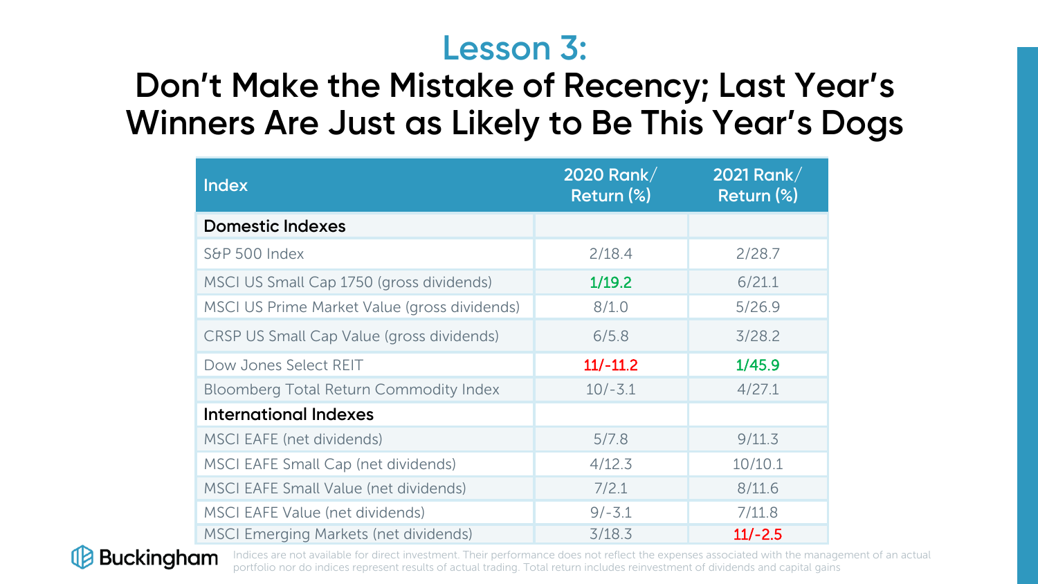# Lesson 3:

## Don't Make the Mistake of Recency; Last Year's Winners Are Just as Likely to Be This Year's Dogs

| Index | 2020 Rank/ Return (%) | 2021 Rank/ Return (%) |
|---|---|---|
| **Domestic Indexes** | | |
| S&P 500 Index | 2/18.4 | 2/28.7 |
| MSCI US Small Cap 1750 (gross dividends) | 1/19.2 | 6/21.1 |
| MSCI US Prime Market Value (gross dividends) | 8/1.0 | 5/26.9 |
| CRSP US Small Cap Value (gross dividends) | 6/5.8 | 3/28.2 |
| Dow Jones Select REIT | 11/-11.2 | 1/45.9 |
| Bloomberg Total Return Commodity Index | 10/-3.1 | 4/27.1 |
| **International Indexes** | | |
| MSCI EAFE (net dividends) | 5/7.8 | 9/11.3 |
| MSCI EAFE Small Cap (net dividends) | 4/12.3 | 10/10.1 |
| MSCI EAFE Small Value (net dividends) | 7/2.1 | 8/11.6 |
| MSCI EAFE Value (net dividends) | 9/-3.1 | 7/11.8 |
| MSCI Emerging Markets (net dividends) | 3/18.3 | 11/-2.5 |

Buckingham

Indices are not available for direct investment. Their performance does not reflect the expenses associated with the management of an actual portfolio nor do indices represent results of actual trading. Total return includes reinvestment of dividends and capital gains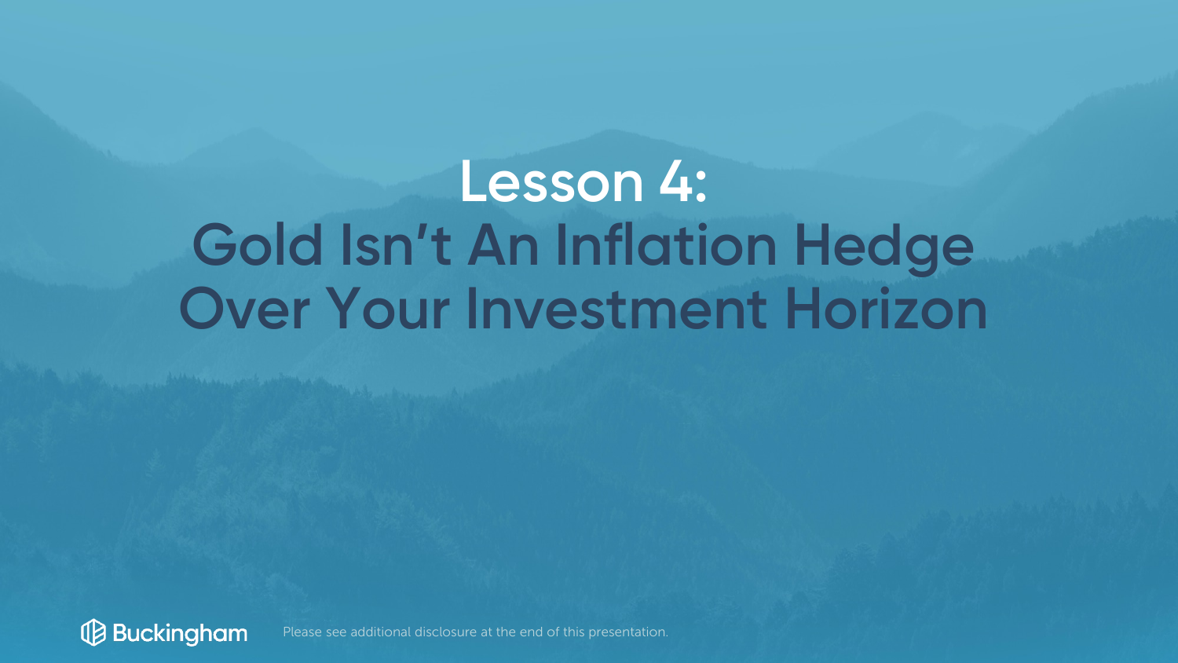# Lesson 4:
# Gold Isn't An Inflation Hedge Over Your Investment Horizon

Please see additional disclosure at the end of this presentation.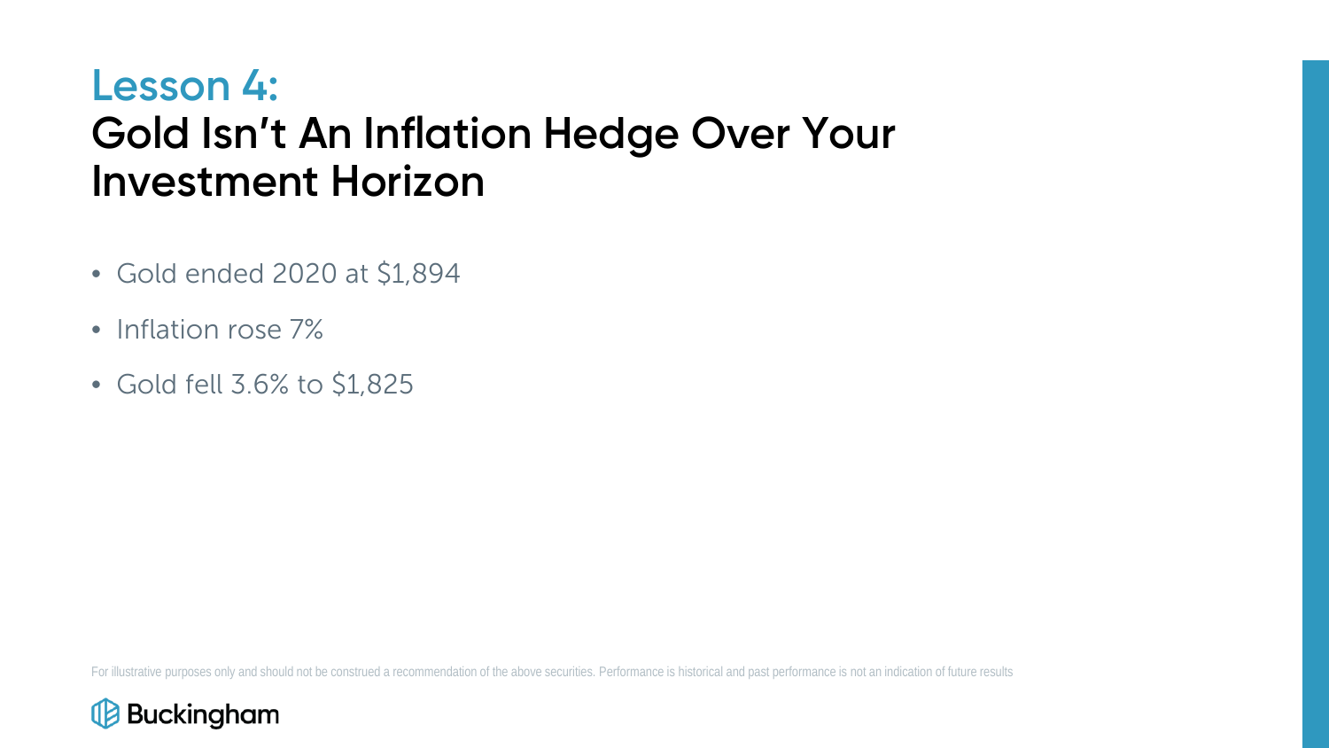## Lesson 4:
# Gold Isn't An Inflation Hedge Over Your Investment Horizon

- Gold ended 2020 at $1,894
- Inflation rose 7%
- Gold fell 3.6% to $1,825

For illustrative purposes only and should not be construed a recommendation of the above securities. Performance is historical and past performance is not an indication of future results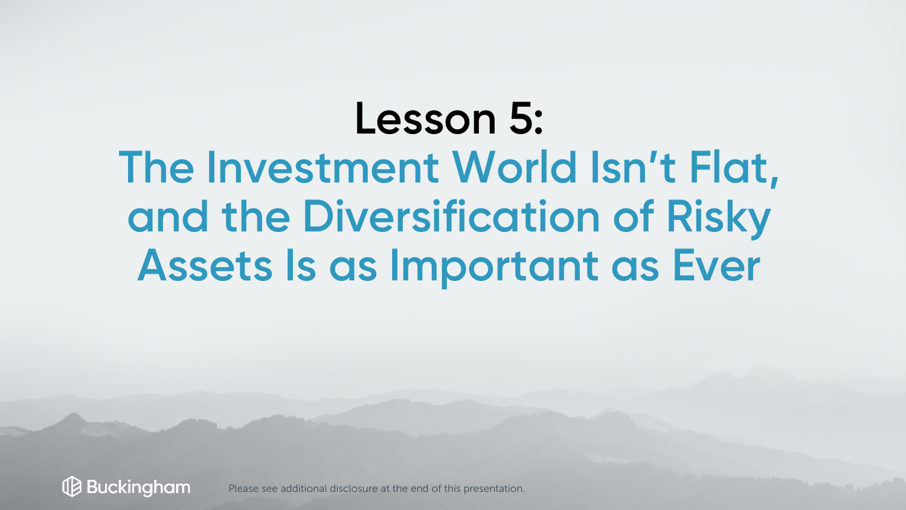# Lesson 5:

## The Investment World Isn't Flat, and the Diversification of Risky Assets Is as Important as Ever

Please see additional disclosure at the end of this presentation.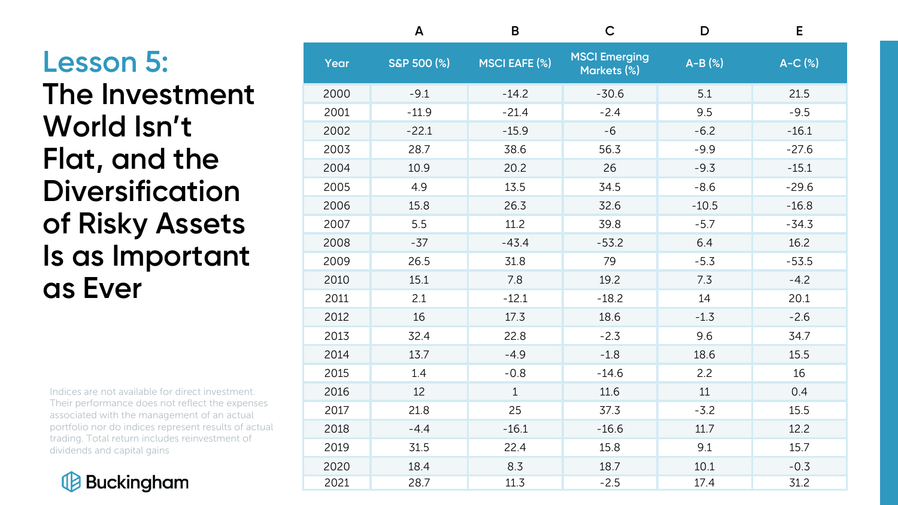# Lesson 5: The Investment World Isn't Flat, and the Diversification of Risky Assets Is as Important as Ever

| | A | B | C | D | E |
|---|---|---|---|---|---|
| Year | S&P 500 (%) | MSCI EAFE (%) | MSCI Emerging Markets (%) | A-B (%) | A-C (%) |
| 2000 | -9.1 | -14.2 | -30.6 | 5.1 | 21.5 |
| 2001 | -11.9 | -21.4 | -2.4 | 9.5 | -9.5 |
| 2002 | -22.1 | -15.9 | -6 | -6.2 | -16.1 |
| 2003 | 28.7 | 38.6 | 56.3 | -9.9 | -27.6 |
| 2004 | 10.9 | 20.2 | 26 | -9.3 | -15.1 |
| 2005 | 4.9 | 13.5 | 34.5 | -8.6 | -29.6 |
| 2006 | 15.8 | 26.3 | 32.6 | -10.5 | -16.8 |
| 2007 | 5.5 | 11.2 | 39.8 | -5.7 | -34.3 |
| 2008 | -37 | -43.4 | -53.2 | 6.4 | 16.2 |
| 2009 | 26.5 | 31.8 | 79 | -5.3 | -53.5 |
| 2010 | 15.1 | 7.8 | 19.2 | 7.3 | -4.2 |
| 2011 | 2.1 | -12.1 | -18.2 | 14 | 20.1 |
| 2012 | 16 | 17.3 | 18.6 | -1.3 | -2.6 |
| 2013 | 32.4 | 22.8 | -2.3 | 9.6 | 34.7 |
| 2014 | 13.7 | -4.9 | -1.8 | 18.6 | 15.5 |
| 2015 | 1.4 | -0.8 | -14.6 | 2.2 | 16 |
| 2016 | 12 | 1 | 11.6 | 11 | 0.4 |
| 2017 | 21.8 | 25 | 37.3 | -3.2 | 15.5 |
| 2018 | -4.4 | -16.1 | -16.6 | 11.7 | 12.2 |
| 2019 | 31.5 | 22.4 | 15.8 | 9.1 | 15.7 |
| 2020 | 18.4 | 8.3 | 18.7 | 10.1 | -0.3 |
| 2021 | 28.7 | 11.3 | -2.5 | 17.4 | 31.2 |

Indices are not available for direct investment. Their performance does not reflect the expenses associated with the management of an actual portfolio nor do indices represent results of actual trading. Total return includes reinvestment of dividends and capital gains

Buckingham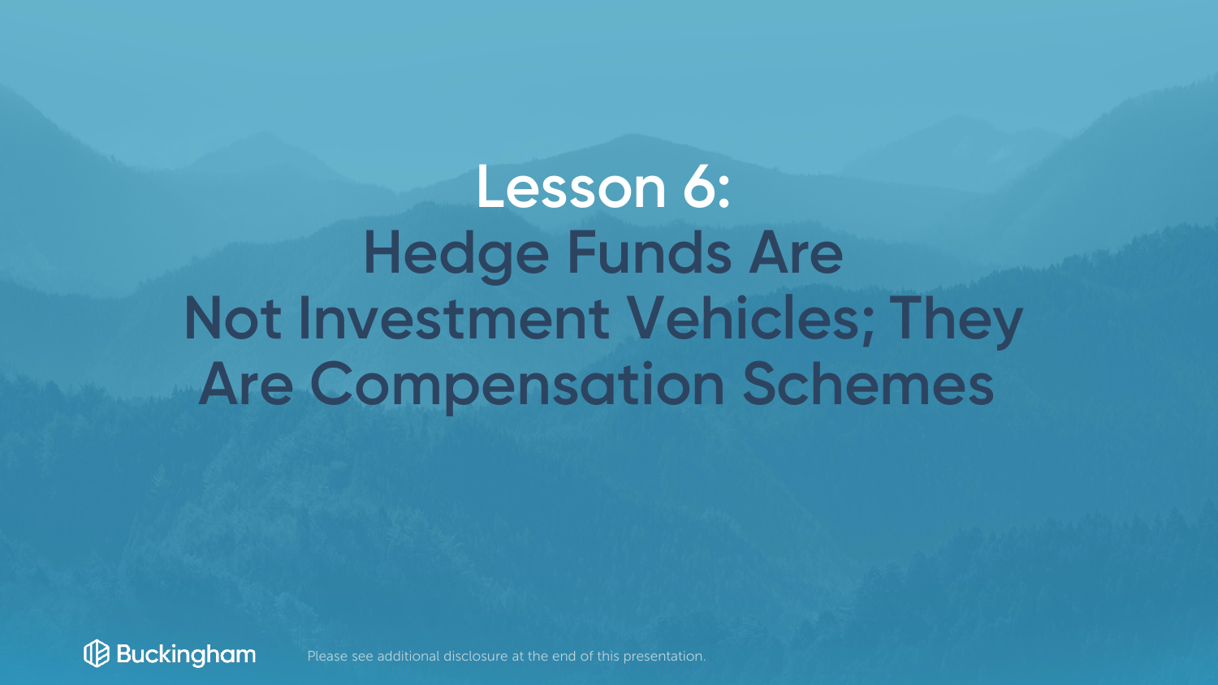# Lesson 6: Hedge Funds Are Not Investment Vehicles; They Are Compensation Schemes

Please see additional disclosure at the end of this presentation.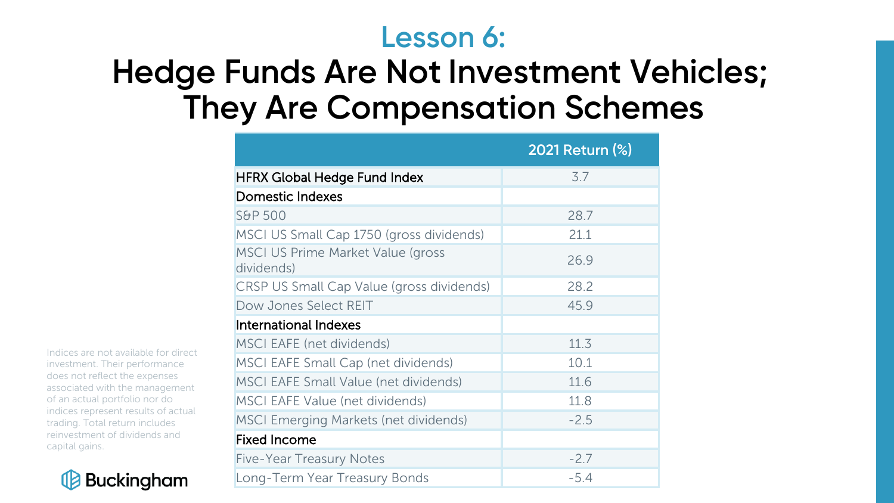# Lesson 6:

# Hedge Funds Are Not Investment Vehicles; They Are Compensation Schemes

| | 2021 Return (%) |
|---|---|
| HFRX Global Hedge Fund Index | 3.7 |
| **Domestic Indexes** | |
| S&P 500 | 28.7 |
| MSCI US Small Cap 1750 (gross dividends) | 21.1 |
| MSCI US Prime Market Value (gross dividends) | 26.9 |
| CRSP US Small Cap Value (gross dividends) | 28.2 |
| Dow Jones Select REIT | 45.9 |
| **International Indexes** | |
| MSCI EAFE (net dividends) | 11.3 |
| MSCI EAFE Small Cap (net dividends) | 10.1 |
| MSCI EAFE Small Value (net dividends) | 11.6 |
| MSCI EAFE Value (net dividends) | 11.8 |
| MSCI Emerging Markets (net dividends) | -2.5 |
| **Fixed Income** | |
| Five-Year Treasury Notes | -2.7 |
| Long-Term Year Treasury Bonds | -5.4 |

Indices are not available for direct investment. Their performance does not reflect the expenses associated with the management of an actual portfolio nor do indices represent results of actual trading. Total return includes reinvestment of dividends and capital gains.

Buckingham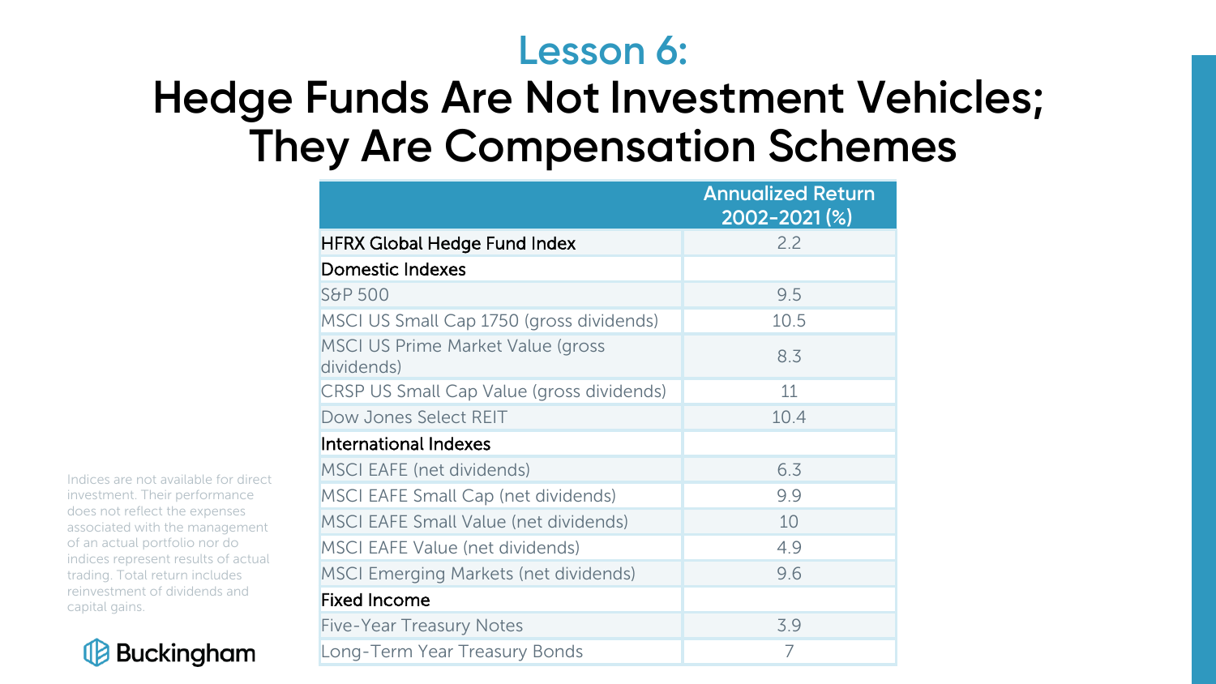# Lesson 6:

## Hedge Funds Are Not Investment Vehicles; They Are Compensation Schemes

| | Annualized Return 2002-2021 (%) |
|---|---|
| HFRX Global Hedge Fund Index | 2.2 |
| **Domestic Indexes** | |
| S&P 500 | 9.5 |
| MSCI US Small Cap 1750 (gross dividends) | 10.5 |
| MSCI US Prime Market Value (gross dividends) | 8.3 |
| CRSP US Small Cap Value (gross dividends) | 11 |
| Dow Jones Select REIT | 10.4 |
| **International Indexes** | |
| MSCI EAFE (net dividends) | 6.3 |
| MSCI EAFE Small Cap (net dividends) | 9.9 |
| MSCI EAFE Small Value (net dividends) | 10 |
| MSCI EAFE Value (net dividends) | 4.9 |
| MSCI Emerging Markets (net dividends) | 9.6 |
| **Fixed Income** | |
| Five-Year Treasury Notes | 3.9 |
| Long-Term Year Treasury Bonds | 7 |

Indices are not available for direct investment. Their performance does not reflect the expenses associated with the management of an actual portfolio nor do indices represent results of actual trading. Total return includes reinvestment of dividends and capital gains.

Buckingham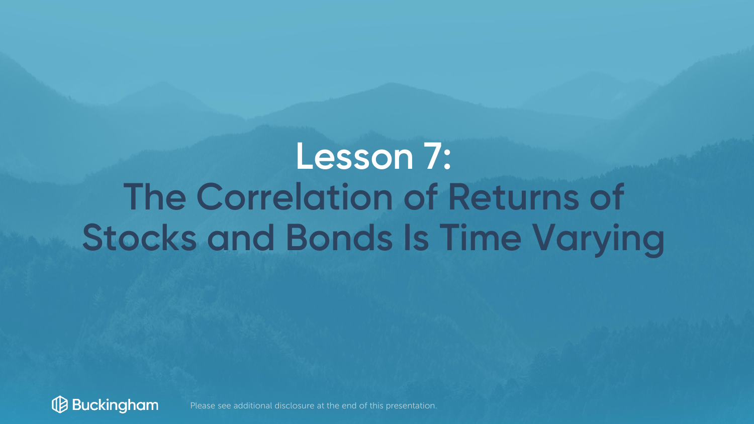# Lesson 7: The Correlation of Returns of Stocks and Bonds Is Time Varying

Please see additional disclosure at the end of this presentation.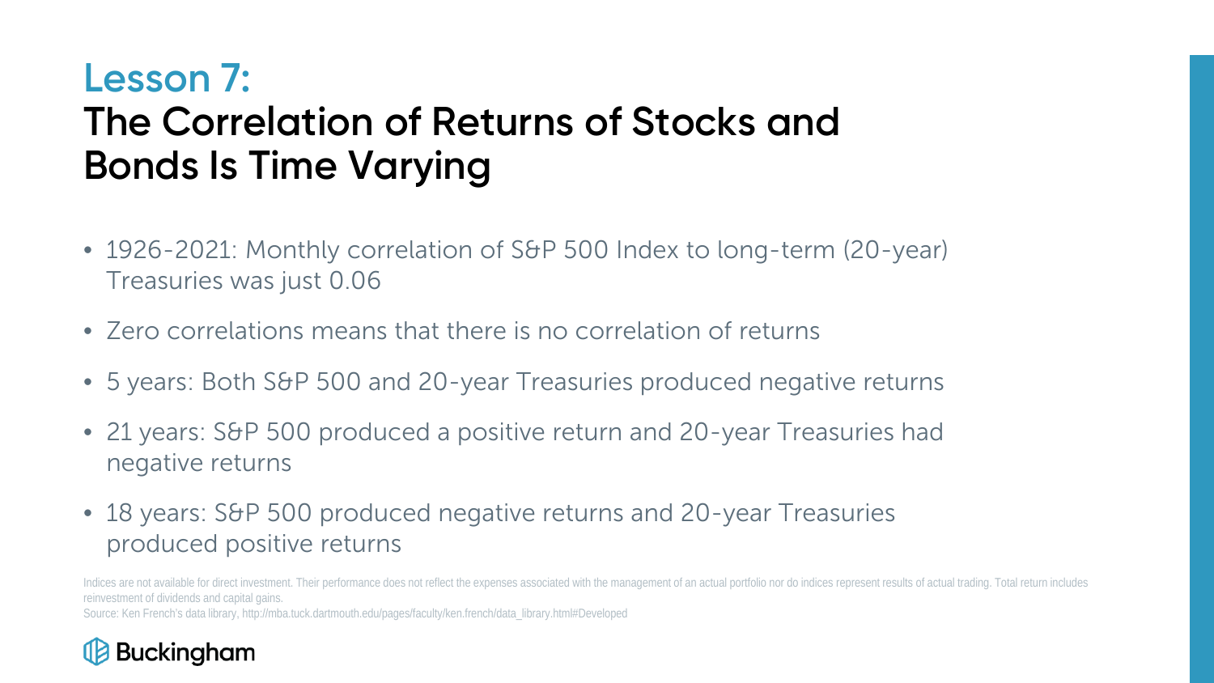# Lesson 7:
## The Correlation of Returns of Stocks and Bonds Is Time Varying

- 1926-2021: Monthly correlation of S&P 500 Index to long-term (20-year) Treasuries was just 0.06
- Zero correlations means that there is no correlation of returns
- 5 years: Both S&P 500 and 20-year Treasuries produced negative returns
- 21 years: S&P 500 produced a positive return and 20-year Treasuries had negative returns
- 18 years: S&P 500 produced negative returns and 20-year Treasuries produced positive returns

Indices are not available for direct investment. Their performance does not reflect the expenses associated with the management of an actual portfolio nor do indices represent results of actual trading. Total return includes reinvestment of dividends and capital gains.
Source: Ken French's data library, http://mba.tuck.dartmouth.edu/pages/faculty/ken.french/data_library.html#Developed

Buckingham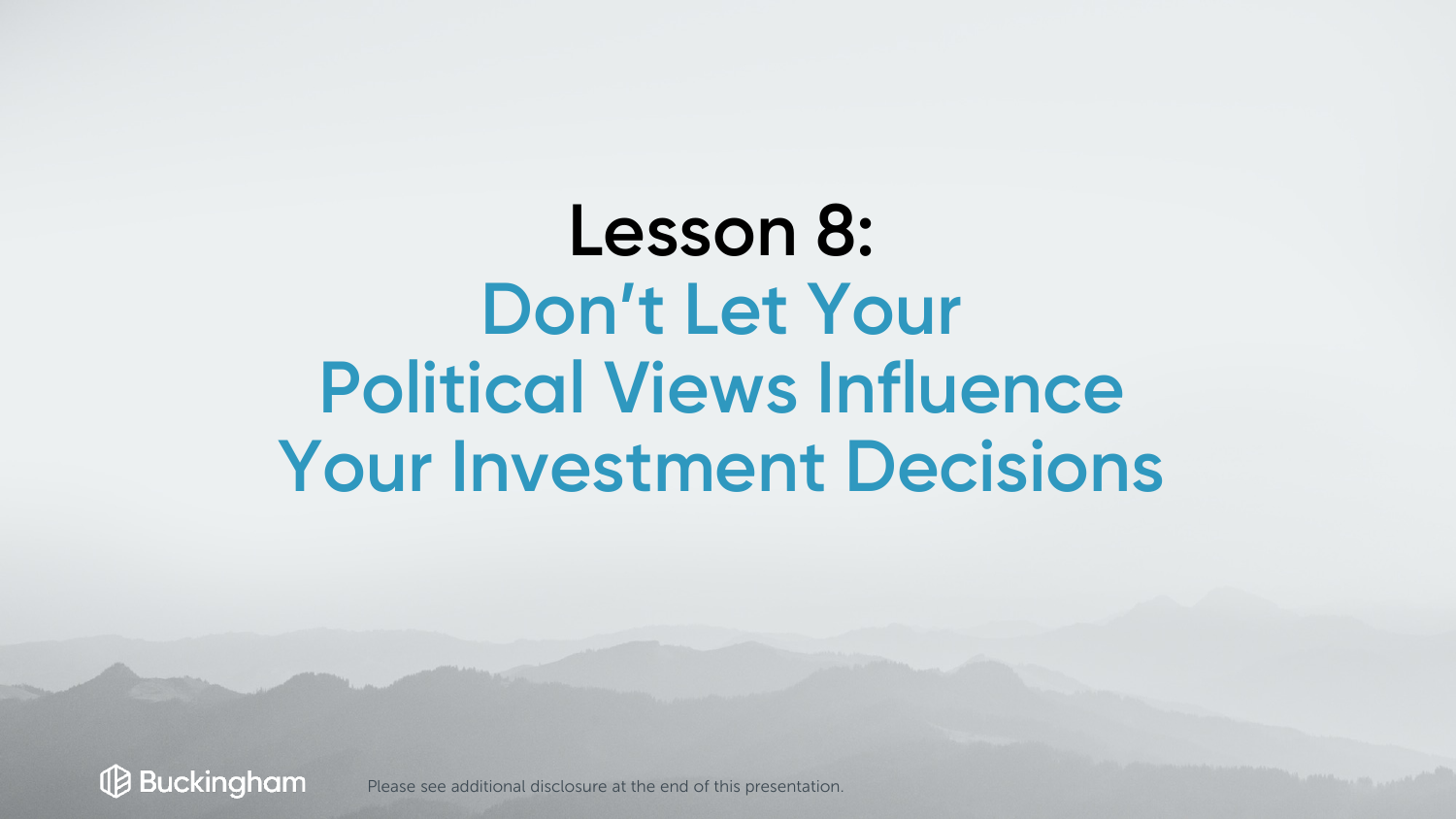# Lesson 8:

## Don't Let Your Political Views Influence Your Investment Decisions

Please see additional disclosure at the end of this presentation.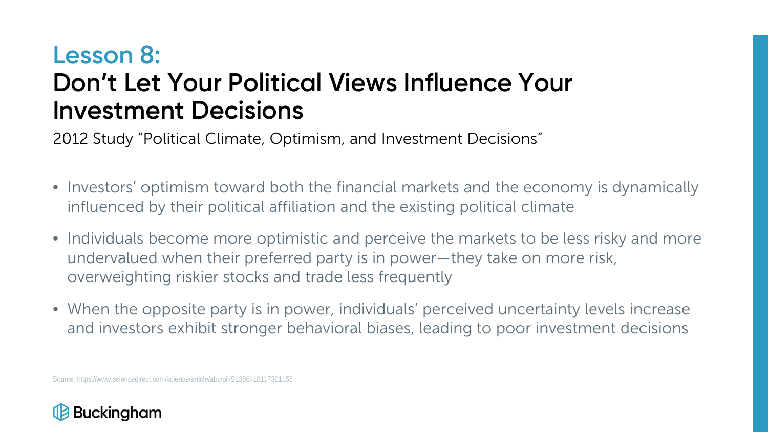# Lesson 8:
## Don't Let Your Political Views Influence Your Investment Decisions

2012 Study "Political Climate, Optimism, and Investment Decisions"

- Investors' optimism toward both the financial markets and the economy is dynamically influenced by their political affiliation and the existing political climate
- Individuals become more optimistic and perceive the markets to be less risky and more undervalued when their preferred party is in power—they take on more risk, overweighting riskier stocks and trade less frequently
- When the opposite party is in power, individuals' perceived uncertainty levels increase and investors exhibit stronger behavioral biases, leading to poor investment decisions

Source: https://www.sciencedirect.com/science/article/abs/pii/S1386418117301155

Buckingham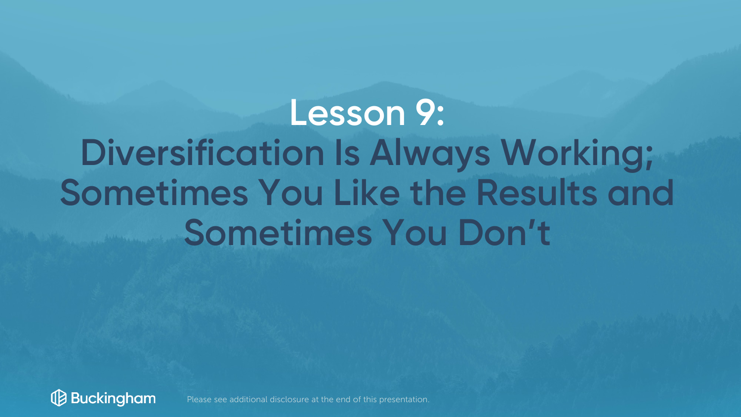# Lesson 9:

# Diversification Is Always Working; Sometimes You Like the Results and Sometimes You Don't

Please see additional disclosure at the end of this presentation.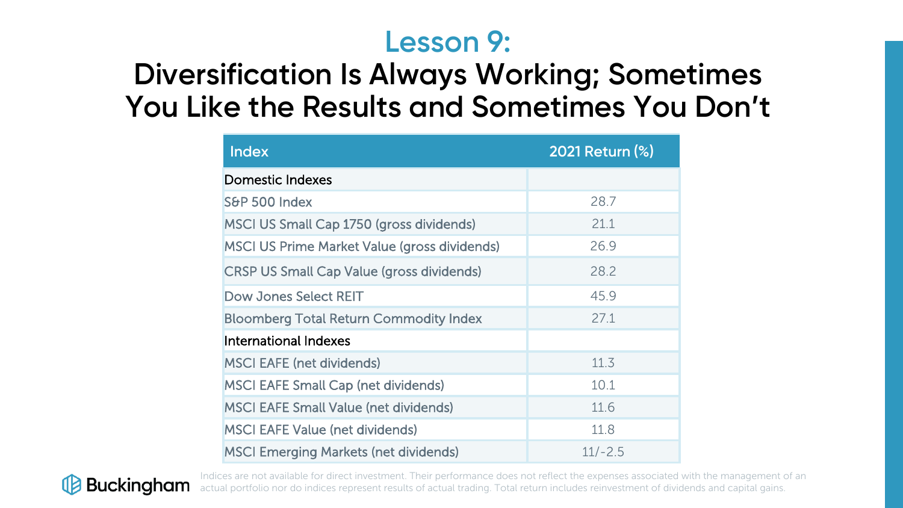# Lesson 9:

## Diversification Is Always Working; Sometimes You Like the Results and Sometimes You Don't

| Index | 2021 Return (%) |
| --- | --- |
| Domestic Indexes | |
| S&P 500 Index | 28.7 |
| MSCI US Small Cap 1750 (gross dividends) | 21.1 |
| MSCI US Prime Market Value (gross dividends) | 26.9 |
| CRSP US Small Cap Value (gross dividends) | 28.2 |
| Dow Jones Select REIT | 45.9 |
| Bloomberg Total Return Commodity Index | 27.1 |
| International Indexes | |
| MSCI EAFE (net dividends) | 11.3 |
| MSCI EAFE Small Cap (net dividends) | 10.1 |
| MSCI EAFE Small Value (net dividends) | 11.6 |
| MSCI EAFE Value (net dividends) | 11.8 |
| MSCI Emerging Markets (net dividends) | 11/-2.5 |

Buckingham

Indices are not available for direct investment. Their performance does not reflect the expenses associated with the management of an actual portfolio nor do indices represent results of actual trading. Total return includes reinvestment of dividends and capital gains.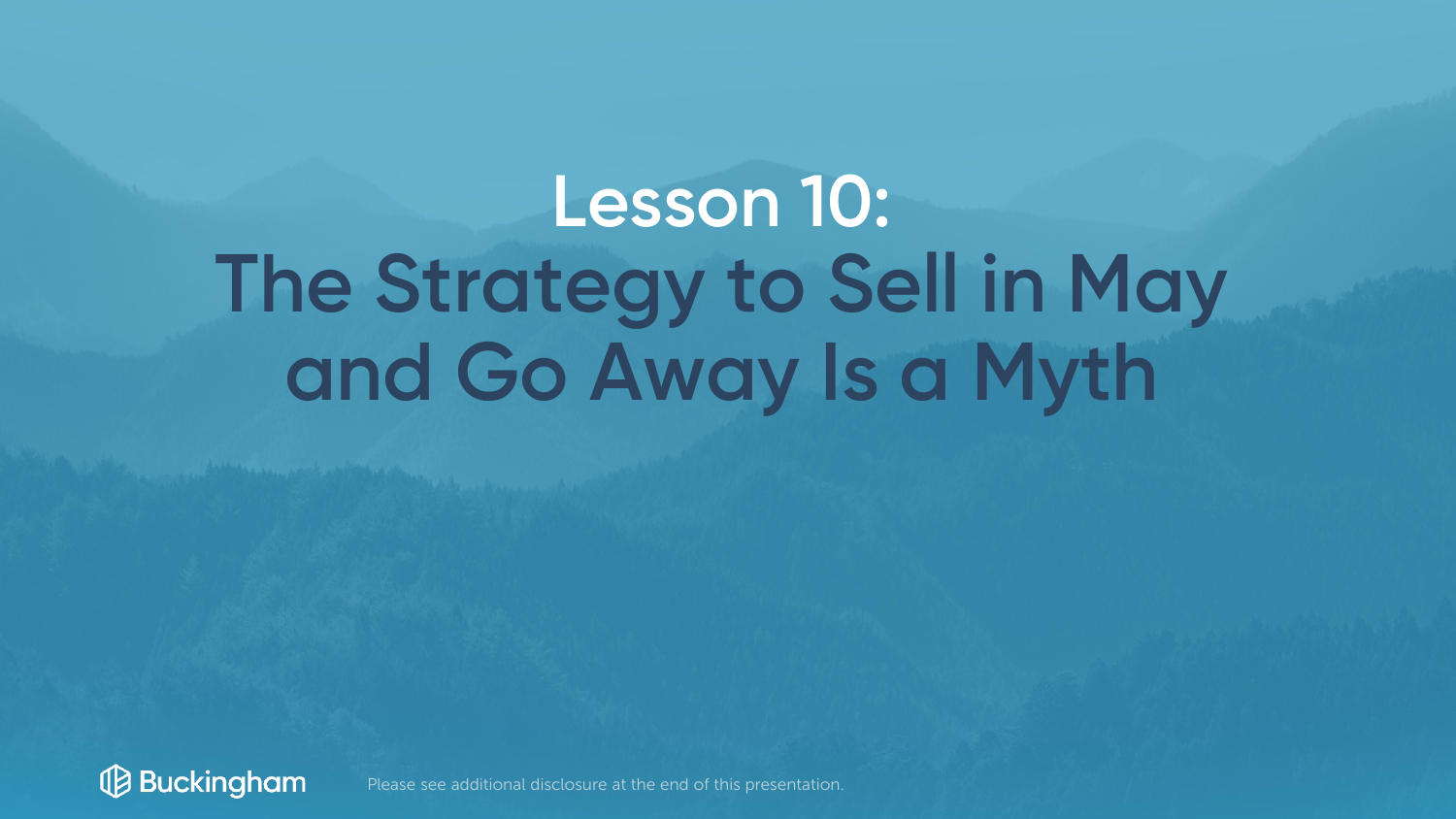# Lesson 10:
# The Strategy to Sell in May and Go Away Is a Myth

Please see additional disclosure at the end of this presentation.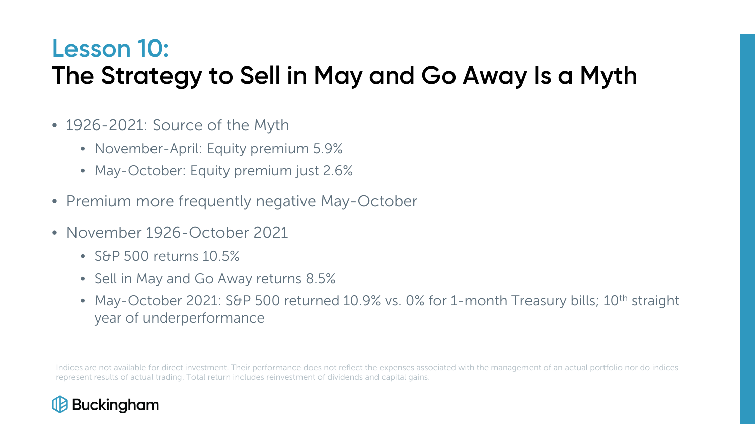# Lesson 10:
## The Strategy to Sell in May and Go Away Is a Myth

- 1926-2021: Source of the Myth
  - November-April: Equity premium 5.9%
  - May-October: Equity premium just 2.6%
- Premium more frequently negative May-October
- November 1926-October 2021
  - S&P 500 returns 10.5%
  - Sell in May and Go Away returns 8.5%
  - May-October 2021: S&P 500 returned 10.9% vs. 0% for 1-month Treasury bills; 10th straight year of underperformance

Indices are not available for direct investment. Their performance does not reflect the expenses associated with the management of an actual portfolio nor do indices represent results of actual trading. Total return includes reinvestment of dividends and capital gains.

Buckingham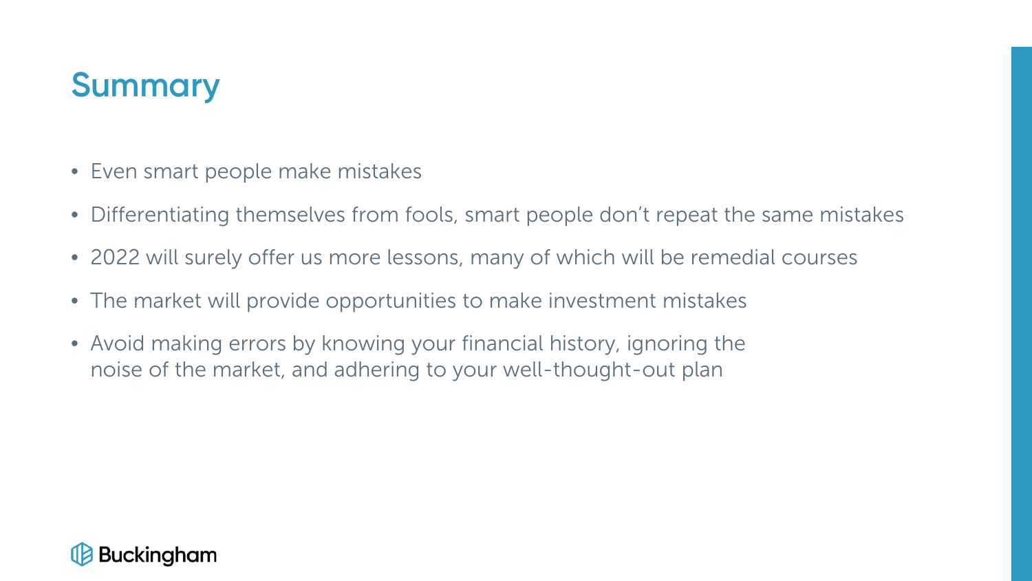# Summary

- Even smart people make mistakes
- Differentiating themselves from fools, smart people don't repeat the same mistakes
- 2022 will surely offer us more lessons, many of which will be remedial courses
- The market will provide opportunities to make investment mistakes
- Avoid making errors by knowing your financial history, ignoring the noise of the market, and adhering to your well-thought-out plan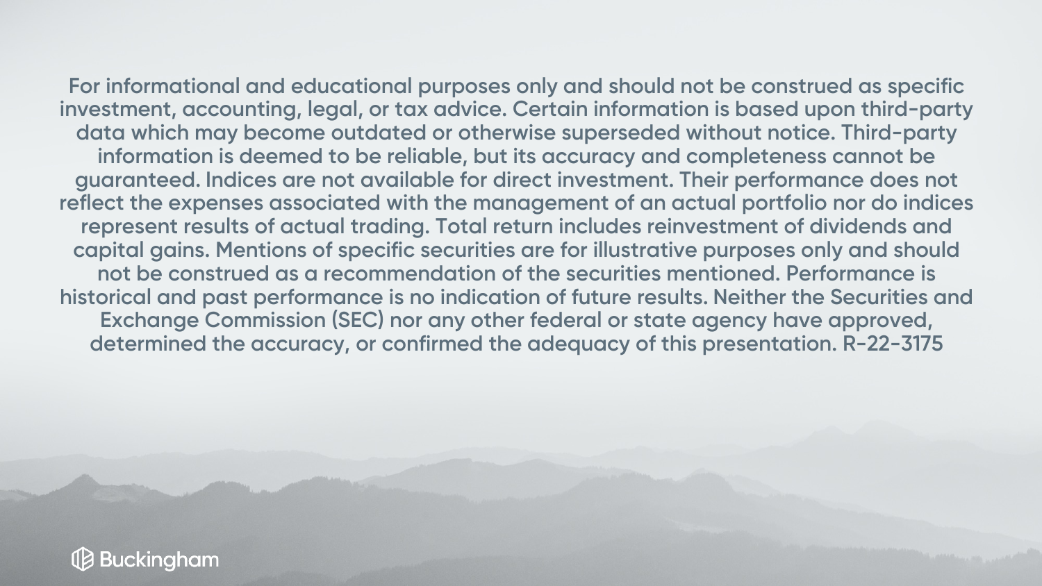For informational and educational purposes only and should not be construed as specific investment, accounting, legal, or tax advice. Certain information is based upon third-party data which may become outdated or otherwise superseded without notice. Third-party information is deemed to be reliable, but its accuracy and completeness cannot be guaranteed. Indices are not available for direct investment. Their performance does not reflect the expenses associated with the management of an actual portfolio nor do indices represent results of actual trading. Total return includes reinvestment of dividends and capital gains. Mentions of specific securities are for illustrative purposes only and should not be construed as a recommendation of the securities mentioned. Performance is historical and past performance is no indication of future results. Neither the Securities and Exchange Commission (SEC) nor any other federal or state agency have approved, determined the accuracy, or confirmed the adequacy of this presentation. R-22-3175

Buckingham